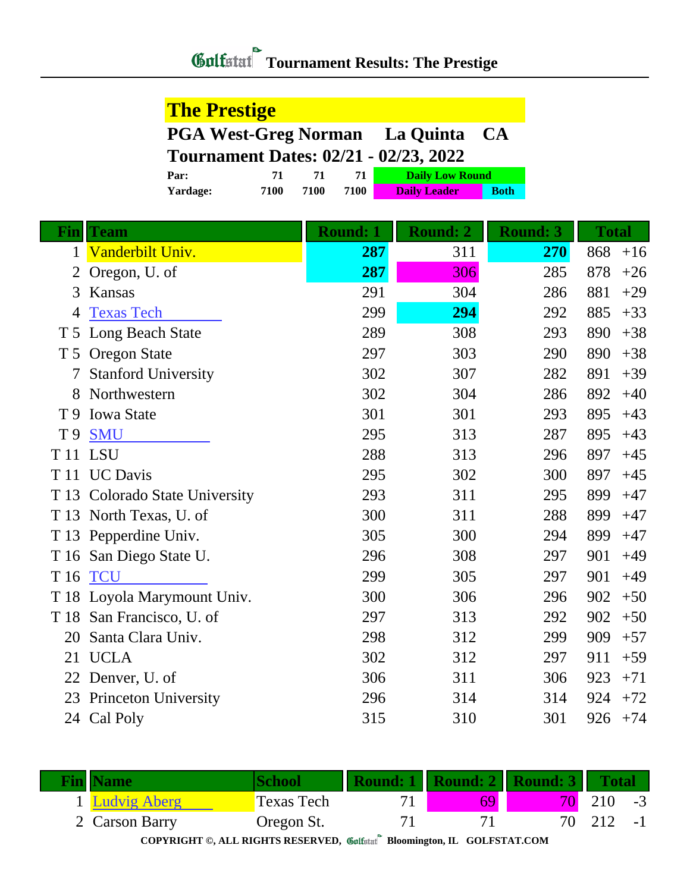# Tournament Results: The Prestige

## The Prestige

### PGA West-Greg Norman La Quinta CA

### Tournament Dates: 02/21 - 02/23, 2022

| | | | | |
|---|---|---|---|---|
| **Par:** | **71** | **71** | **71** | **Daily Low Round** |
| **Yardage:** | **7100** | **7100** | **7100** | **Daily Leader** / **Both** |

| Fin | Team | Round: 1 | Round: 2 | Round: 3 | Total | |
|---|---|---|---|---|---|---|
| 1 | Vanderbilt Univ. | **287** | 311 | **270** | 868 | +16 |
| 2 | Oregon, U. of | **287** | 306 | 285 | 878 | +26 |
| 3 | Kansas | 291 | 304 | 286 | 881 | +29 |
| 4 | Texas Tech | 299 | **294** | 292 | 885 | +33 |
| T 5 | Long Beach State | 289 | 308 | 293 | 890 | +38 |
| T 5 | Oregon State | 297 | 303 | 290 | 890 | +38 |
| 7 | Stanford University | 302 | 307 | 282 | 891 | +39 |
| 8 | Northwestern | 302 | 304 | 286 | 892 | +40 |
| T 9 | Iowa State | 301 | 301 | 293 | 895 | +43 |
| T 9 | SMU | 295 | 313 | 287 | 895 | +43 |
| T 11 | LSU | 288 | 313 | 296 | 897 | +45 |
| T 11 | UC Davis | 295 | 302 | 300 | 897 | +45 |
| T 13 | Colorado State University | 293 | 311 | 295 | 899 | +47 |
| T 13 | North Texas, U. of | 300 | 311 | 288 | 899 | +47 |
| T 13 | Pepperdine Univ. | 305 | 300 | 294 | 899 | +47 |
| T 16 | San Diego State U. | 296 | 308 | 297 | 901 | +49 |
| T 16 | TCU | 299 | 305 | 297 | 901 | +49 |
| T 18 | Loyola Marymount Univ. | 300 | 306 | 296 | 902 | +50 |
| T 18 | San Francisco, U. of | 297 | 313 | 292 | 902 | +50 |
| 20 | Santa Clara Univ. | 298 | 312 | 299 | 909 | +57 |
| 21 | UCLA | 302 | 312 | 297 | 911 | +59 |
| 22 | Denver, U. of | 306 | 311 | 306 | 923 | +71 |
| 23 | Princeton University | 296 | 314 | 314 | 924 | +72 |
| 24 | Cal Poly | 315 | 310 | 301 | 926 | +74 |

| Fin | Name | School | Round: 1 | Round: 2 | Round: 3 | Total | |
|---|---|---|---|---|---|---|---|
| 1 | Ludvig Aberg | Texas Tech | 71 | 69 | 70 | 210 | -3 |
| 2 | Carson Barry | Oregon St. | 71 | 71 | 70 | 212 | -1 |

**COPYRIGHT ©, ALL RIGHTS RESERVED, Golfstat Bloomington, IL GOLFSTAT.COM**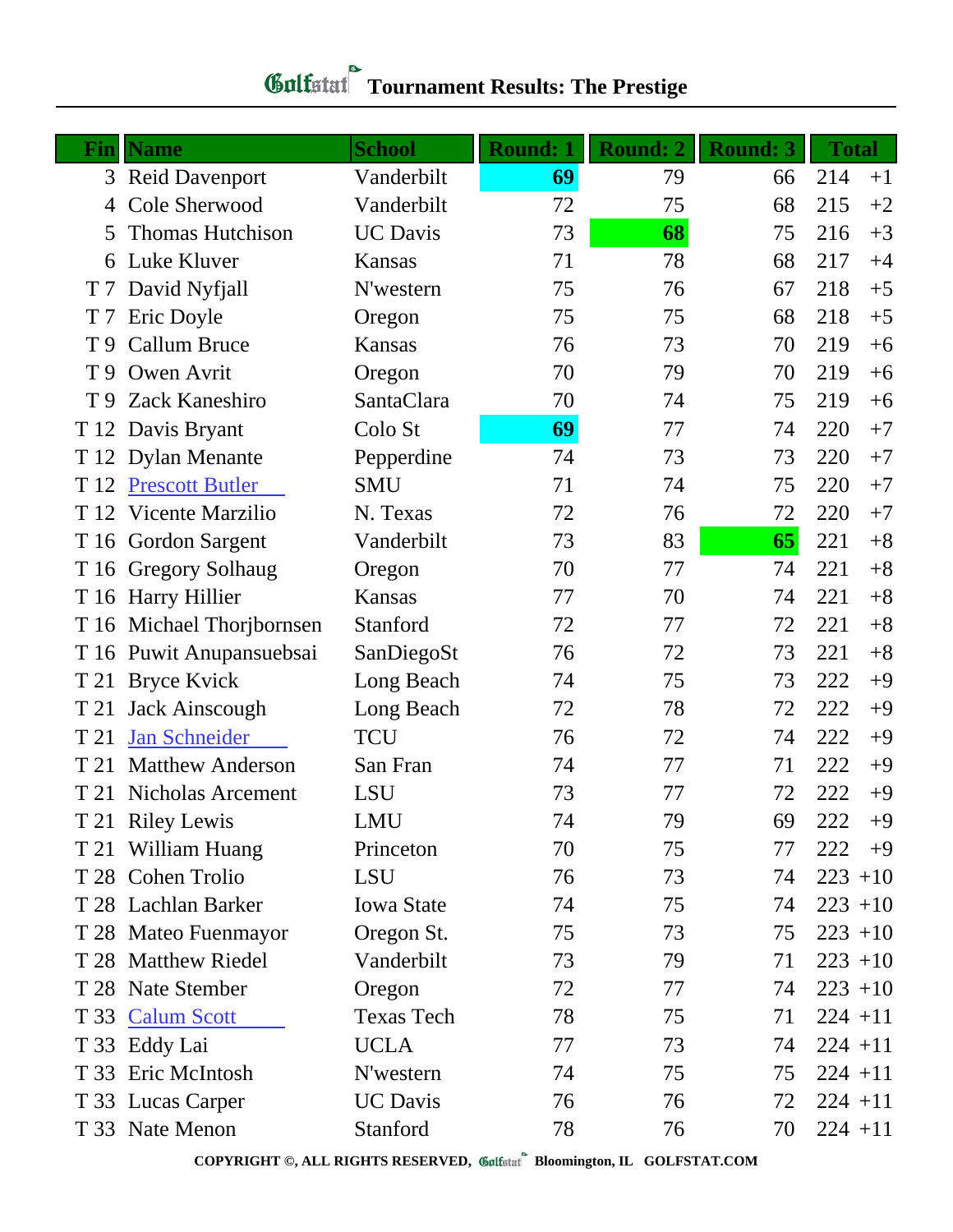# Golfstat Tournament Results: The Prestige

| Fin | Name | School | Round: 1 | Round: 2 | Round: 3 | Total | |
|---|---|---|---|---|---|---|---|
| 3 | Reid Davenport | Vanderbilt | **69** | 79 | 66 | 214 | +1 |
| 4 | Cole Sherwood | Vanderbilt | 72 | 75 | 68 | 215 | +2 |
| 5 | Thomas Hutchison | UC Davis | 73 | **68** | 75 | 216 | +3 |
| 6 | Luke Kluver | Kansas | 71 | 78 | 68 | 217 | +4 |
| T 7 | David Nyfjall | N'western | 75 | 76 | 67 | 218 | +5 |
| T 7 | Eric Doyle | Oregon | 75 | 75 | 68 | 218 | +5 |
| T 9 | Callum Bruce | Kansas | 76 | 73 | 70 | 219 | +6 |
| T 9 | Owen Avrit | Oregon | 70 | 79 | 70 | 219 | +6 |
| T 9 | Zack Kaneshiro | SantaClara | 70 | 74 | 75 | 219 | +6 |
| T 12 | Davis Bryant | Colo St | **69** | 77 | 74 | 220 | +7 |
| T 12 | Dylan Menante | Pepperdine | 74 | 73 | 73 | 220 | +7 |
| T 12 | Prescott Butler | SMU | 71 | 74 | 75 | 220 | +7 |
| T 12 | Vicente Marzilio | N. Texas | 72 | 76 | 72 | 220 | +7 |
| T 16 | Gordon Sargent | Vanderbilt | 73 | 83 | **65** | 221 | +8 |
| T 16 | Gregory Solhaug | Oregon | 70 | 77 | 74 | 221 | +8 |
| T 16 | Harry Hillier | Kansas | 77 | 70 | 74 | 221 | +8 |
| T 16 | Michael Thorjbornsen | Stanford | 72 | 77 | 72 | 221 | +8 |
| T 16 | Puwit Anupansuebsai | SanDiegoSt | 76 | 72 | 73 | 221 | +8 |
| T 21 | Bryce Kvick | Long Beach | 74 | 75 | 73 | 222 | +9 |
| T 21 | Jack Ainscough | Long Beach | 72 | 78 | 72 | 222 | +9 |
| T 21 | Jan Schneider | TCU | 76 | 72 | 74 | 222 | +9 |
| T 21 | Matthew Anderson | San Fran | 74 | 77 | 71 | 222 | +9 |
| T 21 | Nicholas Arcement | LSU | 73 | 77 | 72 | 222 | +9 |
| T 21 | Riley Lewis | LMU | 74 | 79 | 69 | 222 | +9 |
| T 21 | William Huang | Princeton | 70 | 75 | 77 | 222 | +9 |
| T 28 | Cohen Trolio | LSU | 76 | 73 | 74 | 223 | +10 |
| T 28 | Lachlan Barker | Iowa State | 74 | 75 | 74 | 223 | +10 |
| T 28 | Mateo Fuenmayor | Oregon St. | 75 | 73 | 75 | 223 | +10 |
| T 28 | Matthew Riedel | Vanderbilt | 73 | 79 | 71 | 223 | +10 |
| T 28 | Nate Stember | Oregon | 72 | 77 | 74 | 223 | +10 |
| T 33 | Calum Scott | Texas Tech | 78 | 75 | 71 | 224 | +11 |
| T 33 | Eddy Lai | UCLA | 77 | 73 | 74 | 224 | +11 |
| T 33 | Eric McIntosh | N'western | 74 | 75 | 75 | 224 | +11 |
| T 33 | Lucas Carper | UC Davis | 76 | 76 | 72 | 224 | +11 |
| T 33 | Nate Menon | Stanford | 78 | 76 | 70 | 224 | +11 |

COPYRIGHT ©, ALL RIGHTS RESERVED, Golfstat Bloomington, IL GOLFSTAT.COM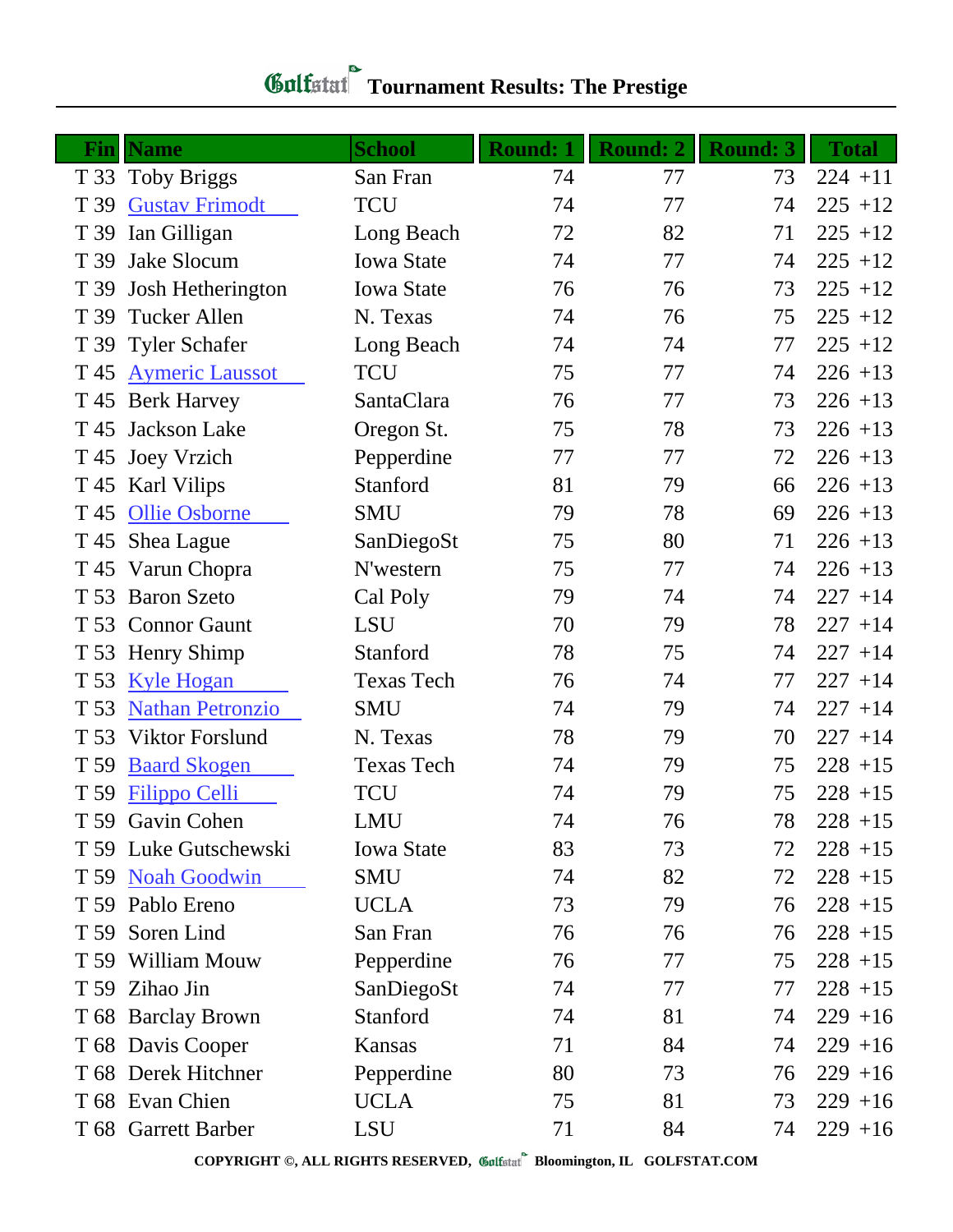# Golfstat Tournament Results: The Prestige

| Fin | Name | School | Round: 1 | Round: 2 | Round: 3 | Total | |
|---|---|---|---|---|---|---|---|
| T 33 | Toby Briggs | San Fran | 74 | 77 | 73 | 224 | +11 |
| T 39 | Gustav Frimodt | TCU | 74 | 77 | 74 | 225 | +12 |
| T 39 | Ian Gilligan | Long Beach | 72 | 82 | 71 | 225 | +12 |
| T 39 | Jake Slocum | Iowa State | 74 | 77 | 74 | 225 | +12 |
| T 39 | Josh Hetherington | Iowa State | 76 | 76 | 73 | 225 | +12 |
| T 39 | Tucker Allen | N. Texas | 74 | 76 | 75 | 225 | +12 |
| T 39 | Tyler Schafer | Long Beach | 74 | 74 | 77 | 225 | +12 |
| T 45 | Aymeric Laussot | TCU | 75 | 77 | 74 | 226 | +13 |
| T 45 | Berk Harvey | SantaClara | 76 | 77 | 73 | 226 | +13 |
| T 45 | Jackson Lake | Oregon St. | 75 | 78 | 73 | 226 | +13 |
| T 45 | Joey Vrzich | Pepperdine | 77 | 77 | 72 | 226 | +13 |
| T 45 | Karl Vilips | Stanford | 81 | 79 | 66 | 226 | +13 |
| T 45 | Ollie Osborne | SMU | 79 | 78 | 69 | 226 | +13 |
| T 45 | Shea Lague | SanDiegoSt | 75 | 80 | 71 | 226 | +13 |
| T 45 | Varun Chopra | N'western | 75 | 77 | 74 | 226 | +13 |
| T 53 | Baron Szeto | Cal Poly | 79 | 74 | 74 | 227 | +14 |
| T 53 | Connor Gaunt | LSU | 70 | 79 | 78 | 227 | +14 |
| T 53 | Henry Shimp | Stanford | 78 | 75 | 74 | 227 | +14 |
| T 53 | Kyle Hogan | Texas Tech | 76 | 74 | 77 | 227 | +14 |
| T 53 | Nathan Petronzio | SMU | 74 | 79 | 74 | 227 | +14 |
| T 53 | Viktor Forslund | N. Texas | 78 | 79 | 70 | 227 | +14 |
| T 59 | Baard Skogen | Texas Tech | 74 | 79 | 75 | 228 | +15 |
| T 59 | Filippo Celli | TCU | 74 | 79 | 75 | 228 | +15 |
| T 59 | Gavin Cohen | LMU | 74 | 76 | 78 | 228 | +15 |
| T 59 | Luke Gutschewski | Iowa State | 83 | 73 | 72 | 228 | +15 |
| T 59 | Noah Goodwin | SMU | 74 | 82 | 72 | 228 | +15 |
| T 59 | Pablo Ereno | UCLA | 73 | 79 | 76 | 228 | +15 |
| T 59 | Soren Lind | San Fran | 76 | 76 | 76 | 228 | +15 |
| T 59 | William Mouw | Pepperdine | 76 | 77 | 75 | 228 | +15 |
| T 59 | Zihao Jin | SanDiegoSt | 74 | 77 | 77 | 228 | +15 |
| T 68 | Barclay Brown | Stanford | 74 | 81 | 74 | 229 | +16 |
| T 68 | Davis Cooper | Kansas | 71 | 84 | 74 | 229 | +16 |
| T 68 | Derek Hitchner | Pepperdine | 80 | 73 | 76 | 229 | +16 |
| T 68 | Evan Chien | UCLA | 75 | 81 | 73 | 229 | +16 |
| T 68 | Garrett Barber | LSU | 71 | 84 | 74 | 229 | +16 |

COPYRIGHT ©, ALL RIGHTS RESERVED, Golfstat Bloomington, IL GOLFSTAT.COM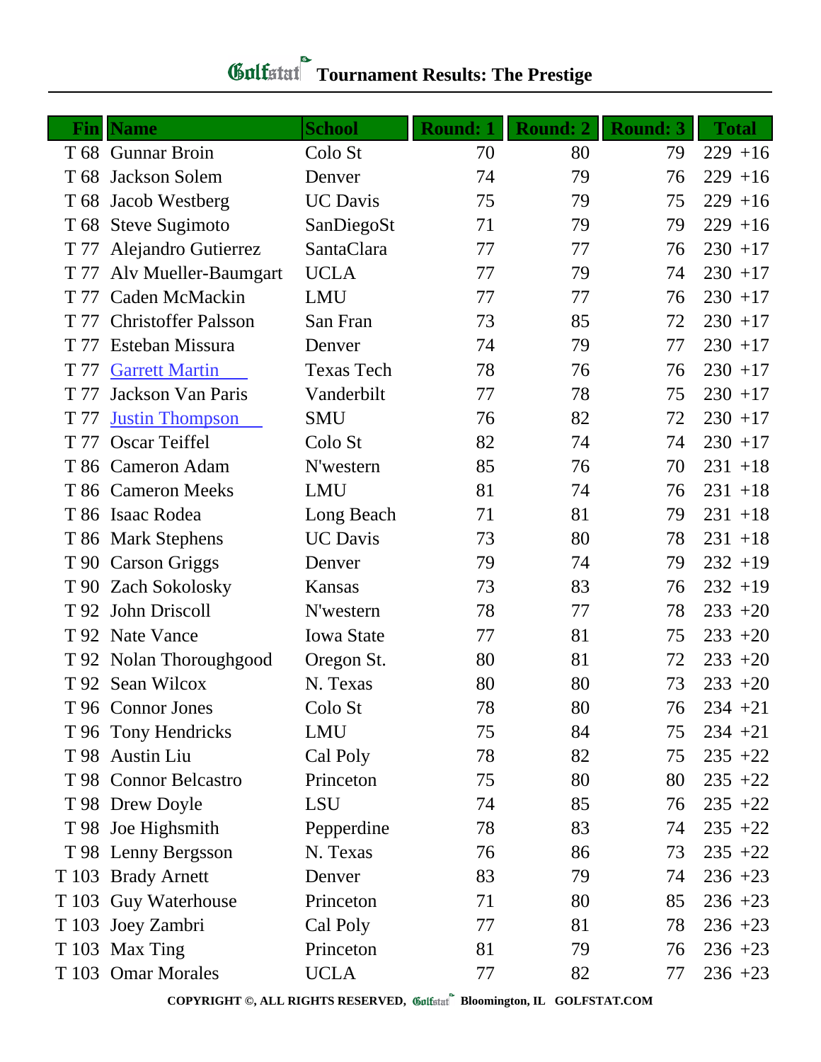# Golfstat Tournament Results: The Prestige

| Fin | Name | School | Round: 1 | Round: 2 | Round: 3 | Total |
|---|---|---|---|---|---|---|
| T 68 | Gunnar Broin | Colo St | 70 | 80 | 79 | 229 +16 |
| T 68 | Jackson Solem | Denver | 74 | 79 | 76 | 229 +16 |
| T 68 | Jacob Westberg | UC Davis | 75 | 79 | 75 | 229 +16 |
| T 68 | Steve Sugimoto | SanDiegoSt | 71 | 79 | 79 | 229 +16 |
| T 77 | Alejandro Gutierrez | SantaClara | 77 | 77 | 76 | 230 +17 |
| T 77 | Alv Mueller-Baumgart | UCLA | 77 | 79 | 74 | 230 +17 |
| T 77 | Caden McMackin | LMU | 77 | 77 | 76 | 230 +17 |
| T 77 | Christoffer Palsson | San Fran | 73 | 85 | 72 | 230 +17 |
| T 77 | Esteban Missura | Denver | 74 | 79 | 77 | 230 +17 |
| T 77 | Garrett Martin | Texas Tech | 78 | 76 | 76 | 230 +17 |
| T 77 | Jackson Van Paris | Vanderbilt | 77 | 78 | 75 | 230 +17 |
| T 77 | Justin Thompson | SMU | 76 | 82 | 72 | 230 +17 |
| T 77 | Oscar Teiffel | Colo St | 82 | 74 | 74 | 230 +17 |
| T 86 | Cameron Adam | N'western | 85 | 76 | 70 | 231 +18 |
| T 86 | Cameron Meeks | LMU | 81 | 74 | 76 | 231 +18 |
| T 86 | Isaac Rodea | Long Beach | 71 | 81 | 79 | 231 +18 |
| T 86 | Mark Stephens | UC Davis | 73 | 80 | 78 | 231 +18 |
| T 90 | Carson Griggs | Denver | 79 | 74 | 79 | 232 +19 |
| T 90 | Zach Sokolosky | Kansas | 73 | 83 | 76 | 232 +19 |
| T 92 | John Driscoll | N'western | 78 | 77 | 78 | 233 +20 |
| T 92 | Nate Vance | Iowa State | 77 | 81 | 75 | 233 +20 |
| T 92 | Nolan Thoroughgood | Oregon St. | 80 | 81 | 72 | 233 +20 |
| T 92 | Sean Wilcox | N. Texas | 80 | 80 | 73 | 233 +20 |
| T 96 | Connor Jones | Colo St | 78 | 80 | 76 | 234 +21 |
| T 96 | Tony Hendricks | LMU | 75 | 84 | 75 | 234 +21 |
| T 98 | Austin Liu | Cal Poly | 78 | 82 | 75 | 235 +22 |
| T 98 | Connor Belcastro | Princeton | 75 | 80 | 80 | 235 +22 |
| T 98 | Drew Doyle | LSU | 74 | 85 | 76 | 235 +22 |
| T 98 | Joe Highsmith | Pepperdine | 78 | 83 | 74 | 235 +22 |
| T 98 | Lenny Bergsson | N. Texas | 76 | 86 | 73 | 235 +22 |
| T 103 | Brady Arnett | Denver | 83 | 79 | 74 | 236 +23 |
| T 103 | Guy Waterhouse | Princeton | 71 | 80 | 85 | 236 +23 |
| T 103 | Joey Zambri | Cal Poly | 77 | 81 | 78 | 236 +23 |
| T 103 | Max Ting | Princeton | 81 | 79 | 76 | 236 +23 |
| T 103 | Omar Morales | UCLA | 77 | 82 | 77 | 236 +23 |

COPYRIGHT ©, ALL RIGHTS RESERVED, Golfstat Bloomington, IL GOLFSTAT.COM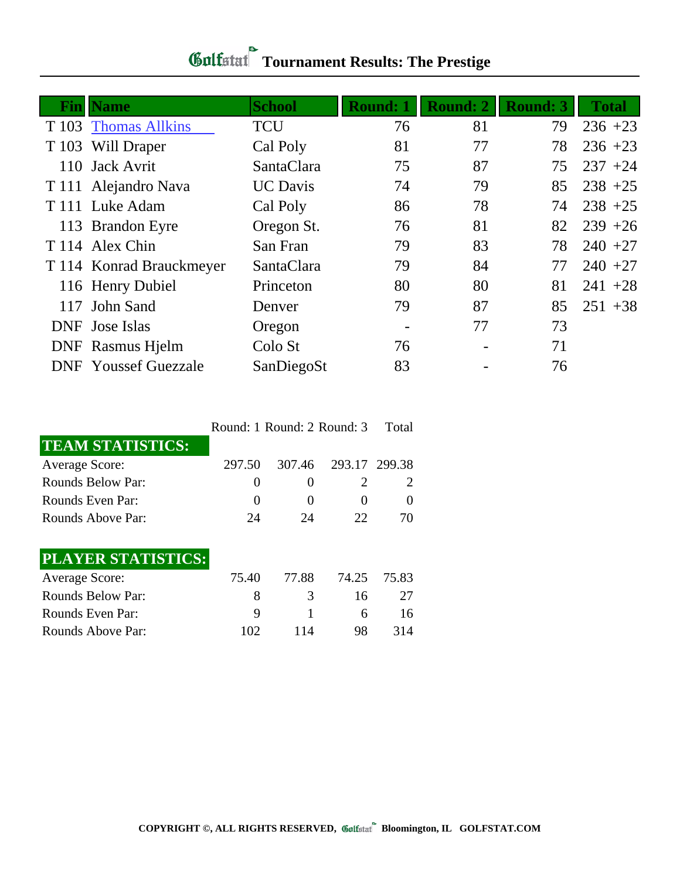# Golfstat Tournament Results: The Prestige

| Fin | Name | School | Round: 1 | Round: 2 | Round: 3 | Total | |
|---|---|---|---|---|---|---|---|
| T 103 | Thomas Allkins | TCU | 76 | 81 | 79 | 236 | +23 |
| T 103 | Will Draper | Cal Poly | 81 | 77 | 78 | 236 | +23 |
| 110 | Jack Avrit | SantaClara | 75 | 87 | 75 | 237 | +24 |
| T 111 | Alejandro Nava | UC Davis | 74 | 79 | 85 | 238 | +25 |
| T 111 | Luke Adam | Cal Poly | 86 | 78 | 74 | 238 | +25 |
| 113 | Brandon Eyre | Oregon St. | 76 | 81 | 82 | 239 | +26 |
| T 114 | Alex Chin | San Fran | 79 | 83 | 78 | 240 | +27 |
| T 114 | Konrad Brauckmeyer | SantaClara | 79 | 84 | 77 | 240 | +27 |
| 116 | Henry Dubiel | Princeton | 80 | 80 | 81 | 241 | +28 |
| 117 | John Sand | Denver | 79 | 87 | 85 | 251 | +38 |
| DNF | Jose Islas | Oregon | - | 77 | 73 | | |
| DNF | Rasmus Hjelm | Colo St | 76 | - | 71 | | |
| DNF | Youssef Guezzale | SanDiegoSt | 83 | - | 76 | | |

| TEAM STATISTICS: | Round: 1 | Round: 2 | Round: 3 | Total |
|---|---|---|---|---|
| Average Score: | 297.50 | 307.46 | 293.17 | 299.38 |
| Rounds Below Par: | 0 | 0 | 2 | 2 |
| Rounds Even Par: | 0 | 0 | 0 | 0 |
| Rounds Above Par: | 24 | 24 | 22 | 70 |

| PLAYER STATISTICS: | Round: 1 | Round: 2 | Round: 3 | Total |
|---|---|---|---|---|
| Average Score: | 75.40 | 77.88 | 74.25 | 75.83 |
| Rounds Below Par: | 8 | 3 | 16 | 27 |
| Rounds Even Par: | 9 | 1 | 6 | 16 |
| Rounds Above Par: | 102 | 114 | 98 | 314 |

COPYRIGHT ©, ALL RIGHTS RESERVED, Golfstat Bloomington, IL GOLFSTAT.COM